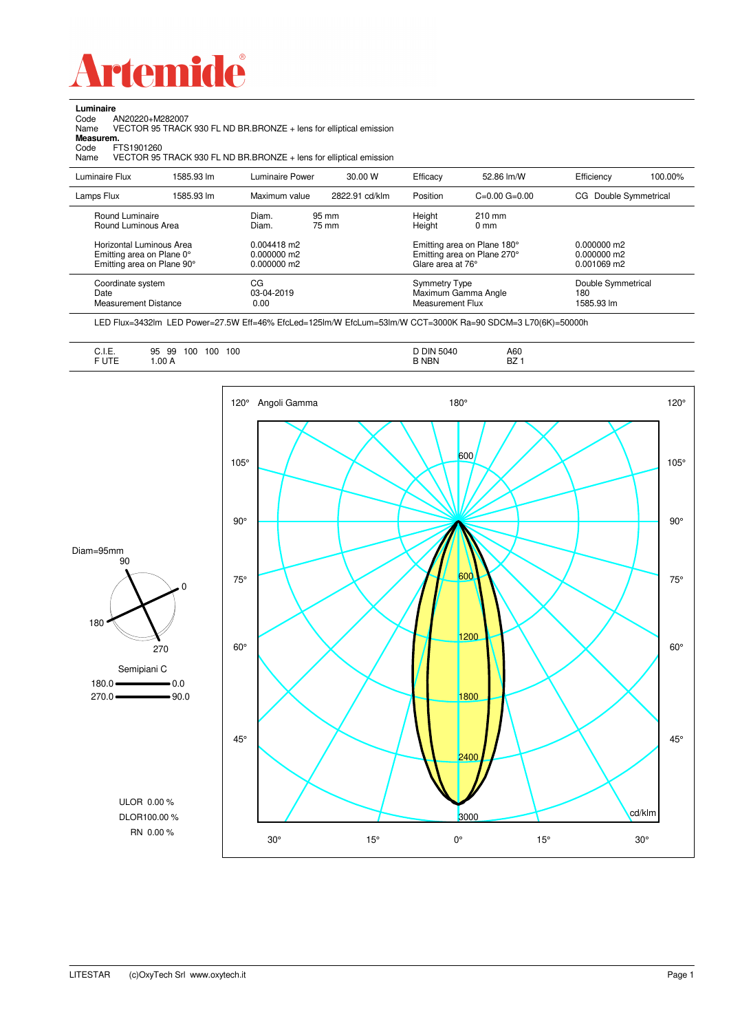# Artemide

**Luminaire**

Code AN20220+M282007

Name VECTOR 95 TRACK 930 FL ND BR.BRONZE + lens for elliptical emission

**Measurem.**

Code FTS1901260

Name VECTOR 95 TRACK 930 FL ND BR.BRONZE + lens for elliptical emission

| | | | | | | | |
|---|---|---|---|---|---|---|---|
| Luminaire Flux | 1585.93 lm | Luminaire Power | 30.00 W | Efficacy | 52.86 lm/W | Efficiency | 100.00% |
| Lamps Flux | 1585.93 lm | Maximum value | 2822.91 cd/klm | Position | C=0.00 G=0.00 | CG Double Symmetrical | |

| | | | | |
|---|---|---|---|---|
| Round Luminaire | Diam. 95 mm | Height 210 mm | |
| Round Luminous Area | Diam. 75 mm | Height 0 mm | |
| Horizontal Luminous Area | 0.004418 m2 | Emitting area on Plane 180° | 0.000000 m2 |
| Emitting area on Plane 0° | 0.000000 m2 | Emitting area on Plane 270° | 0.000000 m2 |
| Emitting area on Plane 90° | 0.000000 m2 | Glare area at 76° | 0.001069 m2 |

| | | | |
|---|---|---|---|
| Coordinate system | CG | Symmetry Type | Double Symmetrical |
| Date | 03-04-2019 | Maximum Gamma Angle | 180 |
| Measurement Distance | 0.00 | Measurement Flux | 1585.93 lm |

LED Flux=3432lm LED Power=27.5W Eff=46% EfcLed=125lm/W EfcLum=53lm/W CCT=3000K Ra=90 SDCM=3 L70(6K)=50000h

| | | | |
|---|---|---|---|
| C.I.E. | 95 99 100 100 100 | D DIN 5040 | A60 |
| F UTE | 1.00 A | B NBN | BZ 1 |

Diam=95mm

Semipiani C

180.0 — 0.0

270.0 — 90.0

ULOR 0.00 %

DLOR100.00 %

RN 0.00 %

LITESTAR (c)OxyTech Srl www.oxytech.it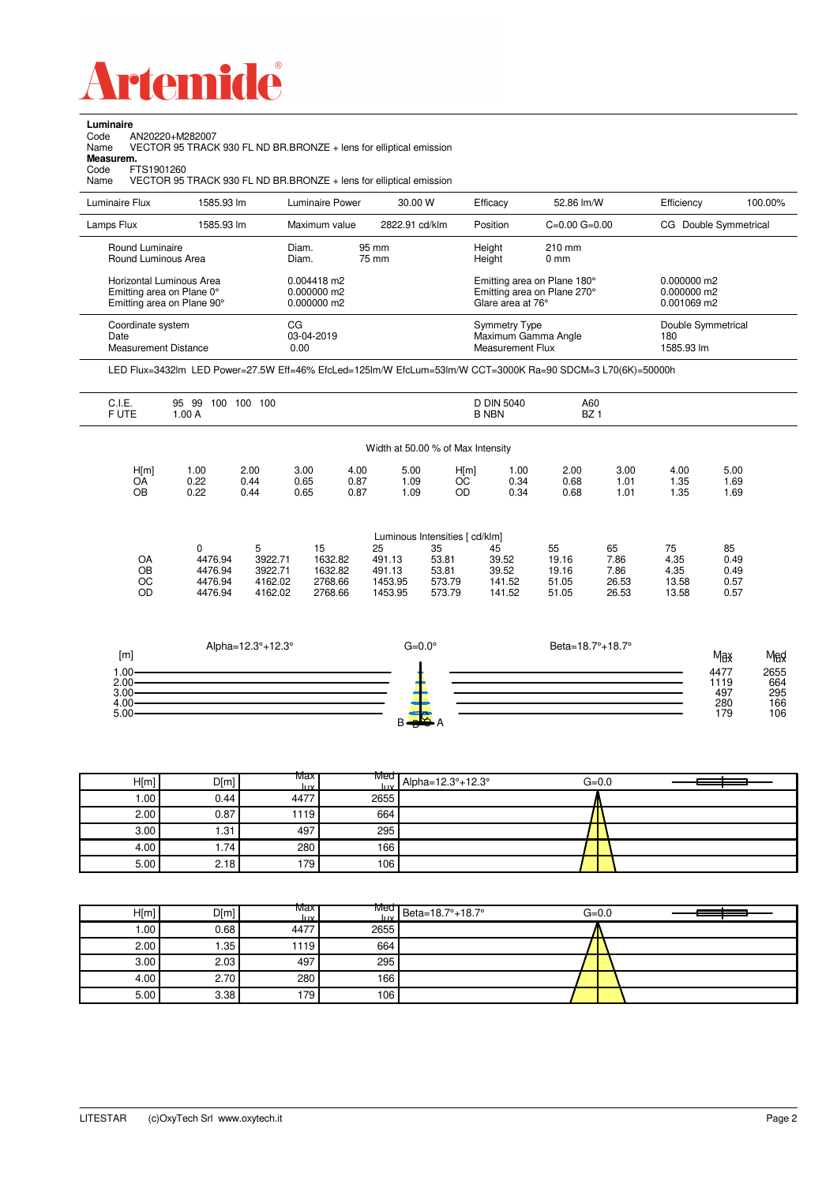# Artemide

**Luminaire**

Code AN20220+M282007

Name VECTOR 95 TRACK 930 FL ND BR.BRONZE + lens for elliptical emission

**Measurem.**

Code FTS1901260

Name VECTOR 95 TRACK 930 FL ND BR.BRONZE + lens for elliptical emission

| | | | | | | | |
|---|---|---|---|---|---|---|---|
| Luminaire Flux | 1585.93 lm | Luminaire Power | 30.00 W | Efficacy | 52.86 lm/W | Efficiency | 100.00% |
| Lamps Flux | 1585.93 lm | Maximum value | 2822.91 cd/klm | Position | C=0.00 G=0.00 | CG Double Symmetrical | |

| | | | | | |
|---|---|---|---|---|---|
| Round Luminaire | Diam. | 95 mm | Height | 210 mm | |
| Round Luminous Area | Diam. | 75 mm | Height | 0 mm | |
| Horizontal Luminous Area | 0.004418 m2 | | Emitting area on Plane 180° | | 0.000000 m2 |
| Emitting area on Plane 0° | 0.000000 m2 | | Emitting area on Plane 270° | | 0.000000 m2 |
| Emitting area on Plane 90° | 0.000000 m2 | | Glare area at 76° | | 0.001069 m2 |
| Coordinate system | CG | | Symmetry Type | | Double Symmetrical |
| Date | 03-04-2019 | | Maximum Gamma Angle | | 180 |
| Measurement Distance | 0.00 | | Measurement Flux | | 1585.93 lm |

LED Flux=3432lm LED Power=27.5W Eff=46% EfcLed=125lm/W EfcLum=53lm/W CCT=3000K Ra=90 SDCM=3 L70(6K)=50000h

| | | | |
|---|---|---|---|
| C.I.E. | 95 99 100 100 100 | D DIN 5040 | A60 |
| F UTE | 1.00 A | B NBN | BZ 1 |

Width at 50.00 % of Max Intensity

| H[m] | 1.00 | 2.00 | 3.00 | 4.00 | 5.00 | H[m] | 1.00 | 2.00 | 3.00 | 4.00 | 5.00 |
|---|---|---|---|---|---|---|---|---|---|---|---|
| OA | 0.22 | 0.44 | 0.65 | 0.87 | 1.09 | OC | 0.34 | 0.68 | 1.01 | 1.35 | 1.69 |
| OB | 0.22 | 0.44 | 0.65 | 0.87 | 1.09 | OD | 0.34 | 0.68 | 1.01 | 1.35 | 1.69 |

Luminous Intensities [ cd/klm]

| | 0 | 5 | 15 | 25 | 35 | 45 | 55 | 65 | 75 | 85 |
|---|---|---|---|---|---|---|---|---|---|---|
| OA | 4476.94 | 3922.71 | 1632.82 | 491.13 | 53.81 | 39.52 | 19.16 | 7.86 | 4.35 | 0.49 |
| OB | 4476.94 | 3922.71 | 1632.82 | 491.13 | 53.81 | 39.52 | 19.16 | 7.86 | 4.35 | 0.49 |
| OC | 4476.94 | 4162.02 | 2768.66 | 1453.95 | 573.79 | 141.52 | 51.05 | 26.53 | 13.58 | 0.57 |
| OD | 4476.94 | 4162.02 | 2768.66 | 1453.95 | 573.79 | 141.52 | 51.05 | 26.53 | 13.58 | 0.57 |

[m]
Alpha=12.3°+12.3°
G=0.0°
Beta=18.7°+18.7°
Max lux
Med lux
1.00 4477 2655
2.00 1119 664
3.00 497 295
4.00 280 166
5.00 179 106
B D C A

| H[m] | D[m] | Max lux | Med lux | Alpha=12.3°+12.3° | G=0.0 |
|---|---|---|---|---|---|
| 1.00 | 0.44 | 4477 | 2655 | | |
| 2.00 | 0.87 | 1119 | 664 | | |
| 3.00 | 1.31 | 497 | 295 | | |
| 4.00 | 1.74 | 280 | 166 | | |
| 5.00 | 2.18 | 179 | 106 | | |

| H[m] | D[m] | Max lux | Med lux | Beta=18.7°+18.7° | G=0.0 |
|---|---|---|---|---|---|
| 1.00 | 0.68 | 4477 | 2655 | | |
| 2.00 | 1.35 | 1119 | 664 | | |
| 3.00 | 2.03 | 497 | 295 | | |
| 4.00 | 2.70 | 280 | 166 | | |
| 5.00 | 3.38 | 179 | 106 | | |

LITESTAR (c)OxyTech Srl www.oxytech.it